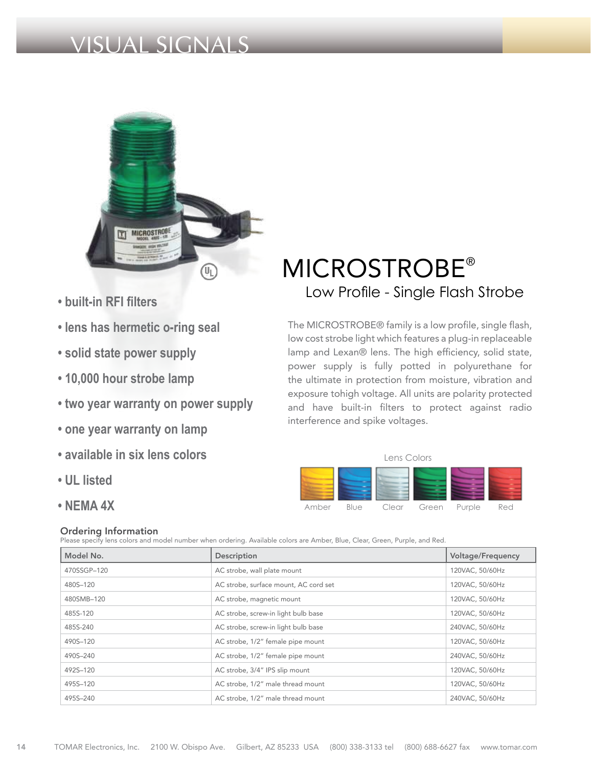# VISUAL SIGNALS

- built-in RFI filters
- lens has hermetic o-ring seal
- solid state power supply
- 10,000 hour strobe lamp
- two year warranty on power supply
- one year warranty on lamp
- available in six lens colors
- UL listed
- NEMA 4X

# MICROSTROBE®

## Low Profile - Single Flash Strobe

The MICROSTROBE® family is a low profile, single flash, low cost strobe light which features a plug-in replaceable lamp and Lexan® lens. The high efficiency, solid state, power supply is fully potted in polyurethane for the ultimate in protection from moisture, vibration and exposure tohigh voltage. All units are polarity protected and have built-in filters to protect against radio interference and spike voltages.

Lens Colors

Amber, Blue, Clear, Green, Purple, Red

### Ordering Information

Please specify lens colors and model number when ordering. Available colors are Amber, Blue, Clear, Green, Purple, and Red.

| Model No. | Description | Voltage/Frequency |
|---|---|---|
| 470SSGP–120 | AC strobe, wall plate mount | 120VAC, 50/60Hz |
| 480S–120 | AC strobe, surface mount, AC cord set | 120VAC, 50/60Hz |
| 480SMB–120 | AC strobe, magnetic mount | 120VAC, 50/60Hz |
| 485S-120 | AC strobe, screw-in light bulb base | 120VAC, 50/60Hz |
| 485S-240 | AC strobe, screw-in light bulb base | 240VAC, 50/60Hz |
| 490S–120 | AC strobe, 1/2" female pipe mount | 120VAC, 50/60Hz |
| 490S–240 | AC strobe, 1/2" female pipe mount | 240VAC, 50/60Hz |
| 492S–120 | AC strobe, 3/4" IPS slip mount | 120VAC, 50/60Hz |
| 495S–120 | AC strobe, 1/2" male thread mount | 120VAC, 50/60Hz |
| 495S–240 | AC strobe, 1/2" male thread mount | 240VAC, 50/60Hz |

TOMAR Electronics, Inc. 2100 W. Obispo Ave. Gilbert, AZ 85233 USA (800) 338-3133 tel (800) 688-6627 fax www.tomar.com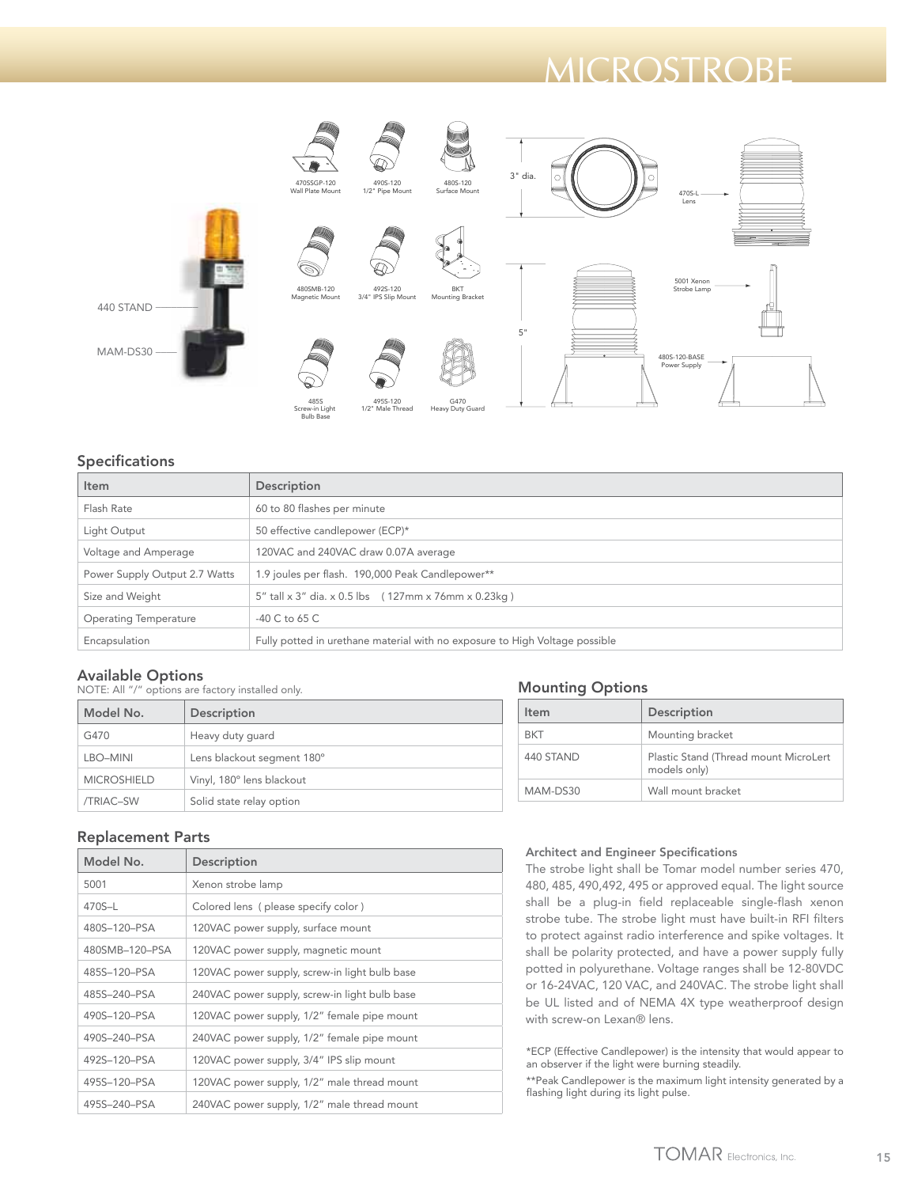# MICROSTROBE

440 STAND

MAM-DS30

470SSGP-120
Wall Plate Mount

490S-120
1/2" Pipe Mount

480S-120
Surface Mount

480SMB-120
Magnetic Mount

492S-120
3/4" IPS Slip Mount

BKT
Mounting Bracket

485S
Screw-in Light
Bulb Base

495S-120
1/2" Male Thread

G470
Heavy Duty Guard

3" dia.

470S-L
Lens

5"

5001 Xenon
Strobe Lamp

480S-120-BASE
Power Supply

## Specifications

| Item | Description |
|---|---|
| Flash Rate | 60 to 80 flashes per minute |
| Light Output | 50 effective candlepower (ECP)* |
| Voltage and Amperage | 120VAC and 240VAC draw 0.07A average |
| Power Supply Output 2.7 Watts | 1.9 joules per flash. 190,000 Peak Candlepower** |
| Size and Weight | 5" tall x 3" dia. x 0.5 lbs (127mm x 76mm x 0.23kg) |
| Operating Temperature | -40 C to 65 C |
| Encapsulation | Fully potted in urethane material with no exposure to High Voltage possible |

## Available Options

NOTE: All "/" options are factory installed only.

| Model No. | Description |
|---|---|
| G470 | Heavy duty guard |
| LBO–MINI | Lens blackout segment 180º |
| MICROSHIELD | Vinyl, 180º lens blackout |
| /TRIAC–SW | Solid state relay option |

## Mounting Options

| Item | Description |
|---|---|
| BKT | Mounting bracket |
| 440 STAND | Plastic Stand (Thread mount MicroLert models only) |
| MAM-DS30 | Wall mount bracket |

## Replacement Parts

| Model No. | Description |
|---|---|
| 5001 | Xenon strobe lamp |
| 470S–L | Colored lens (please specify color) |
| 480S–120–PSA | 120VAC power supply, surface mount |
| 480SMB–120–PSA | 120VAC power supply, magnetic mount |
| 485S–120–PSA | 120VAC power supply, screw-in light bulb base |
| 485S–240–PSA | 240VAC power supply, screw-in light bulb base |
| 490S–120–PSA | 120VAC power supply, 1/2" female pipe mount |
| 490S–240–PSA | 240VAC power supply, 1/2" female pipe mount |
| 492S–120–PSA | 120VAC power supply, 3/4" IPS slip mount |
| 495S–120–PSA | 120VAC power supply, 1/2" male thread mount |
| 495S–240–PSA | 240VAC power supply, 1/2" male thread mount |

### Architect and Engineer Specifications

The strobe light shall be Tomar model number series 470, 480, 485, 490,492, 495 or approved equal. The light source shall be a plug-in field replaceable single-flash xenon strobe tube. The strobe light must have built-in RFI filters to protect against radio interference and spike voltages. It shall be polarity protected, and have a power supply fully potted in polyurethane. Voltage ranges shall be 12-80VDC or 16-24VAC, 120 VAC, and 240VAC. The strobe light shall be UL listed and of NEMA 4X type weatherproof design with screw-on Lexan® lens.

*ECP (Effective Candlepower) is the intensity that would appear to an observer if the light were burning steadily.

**Peak Candlepower is the maximum light intensity generated by a flashing light during its light pulse.